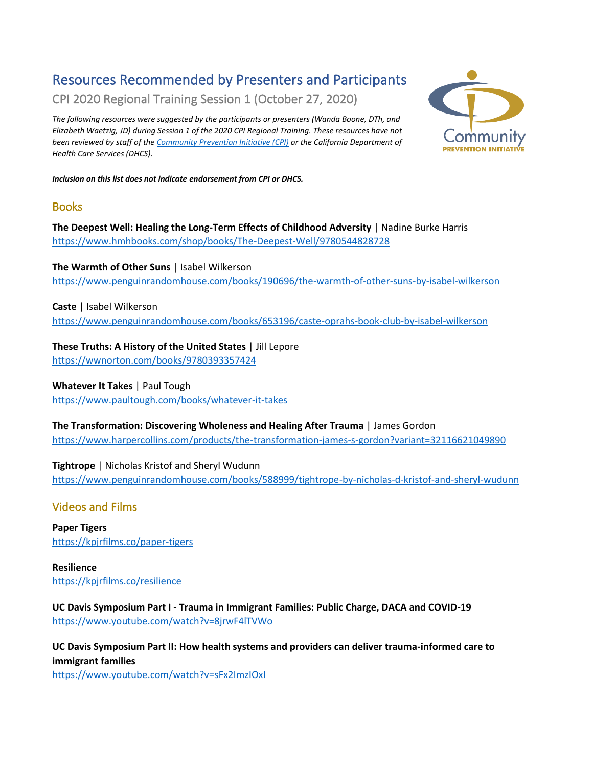# Resources Recommended by Presenters and Participants

## CPI 2020 Regional Training Session 1 (October 27, 2020)

*The following resources were suggested by the participants or presenters (Wanda Boone, DTh, and Elizabeth Waetzig, JD) during Session 1 of the 2020 CPI Regional Training. These resources have not been reviewed by staff of the [Community Prevention Initiative (CPI)]() or the California Department of Health Care Services (DHCS).*

***Inclusion on this list does not indicate endorsement from CPI or DHCS.***

## Books

**The Deepest Well: Healing the Long-Term Effects of Childhood Adversity** | Nadine Burke Harris
https://www.hmhbooks.com/shop/books/The-Deepest-Well/9780544828728

**The Warmth of Other Suns** | Isabel Wilkerson
https://www.penguinrandomhouse.com/books/190696/the-warmth-of-other-suns-by-isabel-wilkerson

**Caste** | Isabel Wilkerson
https://www.penguinrandomhouse.com/books/653196/caste-oprahs-book-club-by-isabel-wilkerson

**These Truths: A History of the United States** | Jill Lepore
https://wwnorton.com/books/9780393357424

**Whatever It Takes** | Paul Tough
https://www.paultough.com/books/whatever-it-takes

**The Transformation: Discovering Wholeness and Healing After Trauma** | James Gordon
https://www.harpercollins.com/products/the-transformation-james-s-gordon?variant=32116621049890

**Tightrope** | Nicholas Kristof and Sheryl Wudunn
https://www.penguinrandomhouse.com/books/588999/tightrope-by-nicholas-d-kristof-and-sheryl-wudunn

## Videos and Films

**Paper Tigers**
https://kpjrfilms.co/paper-tigers

**Resilience**
https://kpjrfilms.co/resilience

**UC Davis Symposium Part I - Trauma in Immigrant Families: Public Charge, DACA and COVID-19**
https://www.youtube.com/watch?v=8jrwF4lTVWo

**UC Davis Symposium Part II: How health systems and providers can deliver trauma-informed care to immigrant families**
https://www.youtube.com/watch?v=sFx2ImzIOxI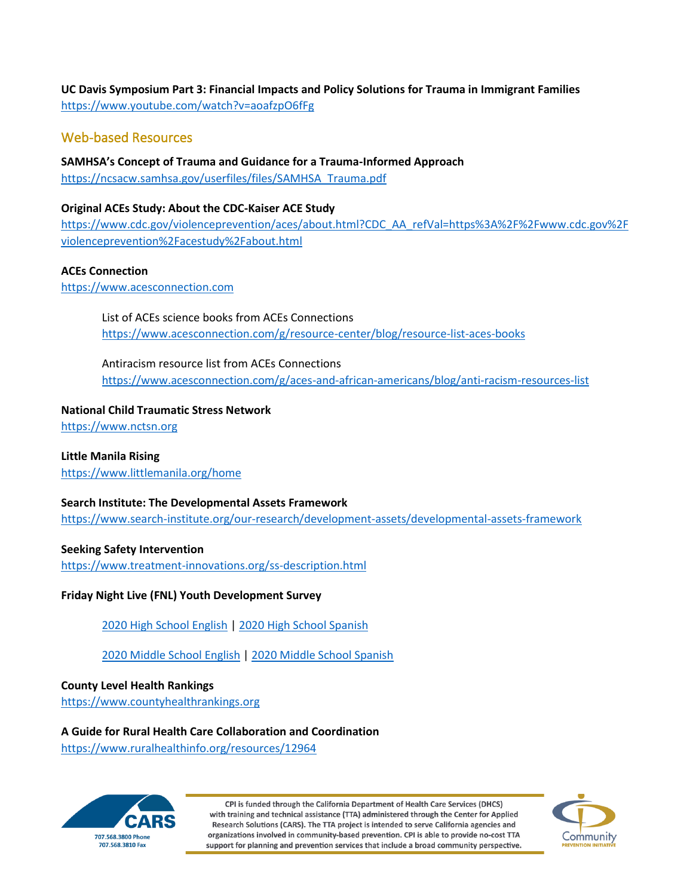**UC Davis Symposium Part 3: Financial Impacts and Policy Solutions for Trauma in Immigrant Families**
https://www.youtube.com/watch?v=aoafzpO6fFg

## Web-based Resources

**SAMHSA's Concept of Trauma and Guidance for a Trauma-Informed Approach**
https://ncsacw.samhsa.gov/userfiles/files/SAMHSA_Trauma.pdf

**Original ACEs Study: About the CDC-Kaiser ACE Study**
https://www.cdc.gov/violenceprevention/aces/about.html?CDC_AA_refVal=https%3A%2F%2Fwww.cdc.gov%2Fviolenceprevention%2Facestudy%2Fabout.html

**ACEs Connection**
https://www.acesconnection.com

> List of ACEs science books from ACEs Connections
> https://www.acesconnection.com/g/resource-center/blog/resource-list-aces-books
>
> Antiracism resource list from ACEs Connections
> https://www.acesconnection.com/g/aces-and-african-americans/blog/anti-racism-resources-list

**National Child Traumatic Stress Network**
https://www.nctsn.org

**Little Manila Rising**
https://www.littlemanila.org/home

**Search Institute: The Developmental Assets Framework**
https://www.search-institute.org/our-research/development-assets/developmental-assets-framework

**Seeking Safety Intervention**
https://www.treatment-innovations.org/ss-description.html

**Friday Night Live (FNL) Youth Development Survey**

> 2020 High School English | 2020 High School Spanish
>
> 2020 Middle School English | 2020 Middle School Spanish

**County Level Health Rankings**
https://www.countyhealthrankings.org

**A Guide for Rural Health Care Collaboration and Coordination**
https://www.ruralhealthinfo.org/resources/12964

CARS
707.568.3800 Phone
707.568.3810 Fax

CPI is funded through the California Department of Health Care Services (DHCS) with training and technical assistance (TTA) administered through the Center for Applied Research Solutions (CARS). The TTA project is intended to serve California agencies and organizations involved in community-based prevention. CPI is able to provide no-cost TTA support for planning and prevention services that include a broad community perspective.

Community Prevention Initiative